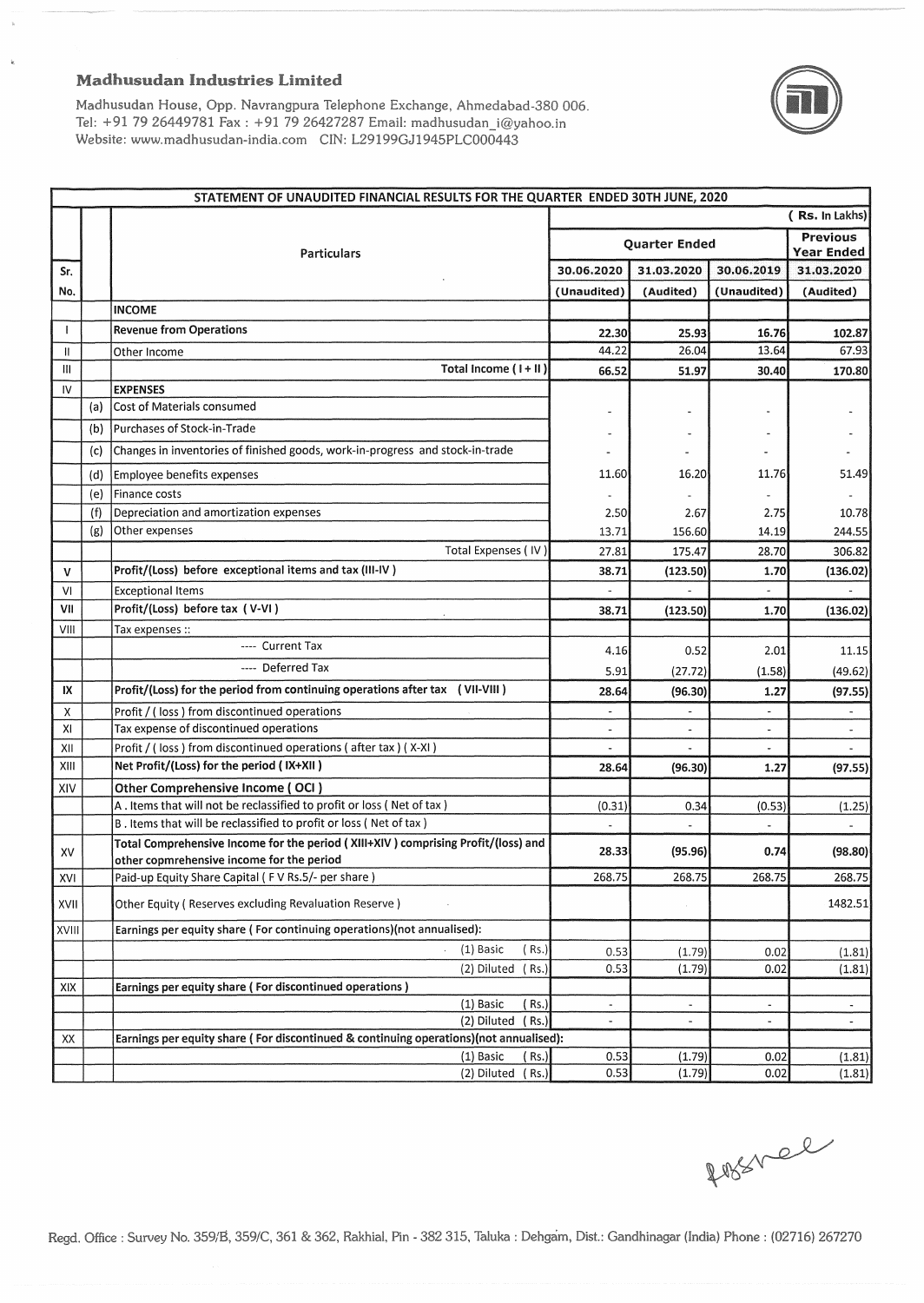# Madhusudan Industries Limited

Madhusudan House, Opp. Navrangpura Telephone Exchange, Ahmedabad-380 006.
Tel: +91 79 26449781 Fax : +91 79 26427287 Email: madhusudan_i@yahoo.in
Website: www.madhusudan-india.com CIN: L29199GJ1945PLC000443

## STATEMENT OF UNAUDITED FINANCIAL RESULTS FOR THE QUARTER ENDED 30TH JUNE, 2020

(Rs. In Lakhs)

| Sr. No. | | Particulars | Quarter Ended | | | Previous Year Ended |
|---|---|---|---|---|---|---|
| | | | 30.06.2020 | 31.03.2020 | 30.06.2019 | 31.03.2020 |
| | | | (Unaudited) | (Audited) | (Unaudited) | (Audited) |
| | | **INCOME** | | | | |
| I | | **Revenue from Operations** | 22.30 | 25.93 | 16.76 | 102.87 |
| II | | Other Income | 44.22 | 26.04 | 13.64 | 67.93 |
| III | | Total Income ( I + II ) | 66.52 | 51.97 | 30.40 | 170.80 |
| IV | | **EXPENSES** | | | | |
| | (a) | Cost of Materials consumed | - | - | - | - |
| | (b) | Purchases of Stock-in-Trade | - | - | - | - |
| | (c) | Changes in inventories of finished goods, work-in-progress and stock-in-trade | - | - | - | - |
| | (d) | Employee benefits expenses | 11.60 | 16.20 | 11.76 | 51.49 |
| | (e) | Finance costs | - | - | - | - |
| | (f) | Depreciation and amortization expenses | 2.50 | 2.67 | 2.75 | 10.78 |
| | (g) | Other expenses | 13.71 | 156.60 | 14.19 | 244.55 |
| | | Total Expenses ( IV ) | 27.81 | 175.47 | 28.70 | 306.82 |
| V | | **Profit/(Loss) before exceptional items and tax (III-IV )** | 38.71 | (123.50) | 1.70 | (136.02) |
| VI | | Exceptional Items | - | - | - | - |
| VII | | **Profit/(Loss) before tax ( V-VI )** | 38.71 | (123.50) | 1.70 | (136.02) |
| VIII | | Tax expenses :: | | | | |
| | | ---- Current Tax | 4.16 | 0.52 | 2.01 | 11.15 |
| | | ---- Deferred Tax | 5.91 | (27.72) | (1.58) | (49.62) |
| IX | | **Profit/(Loss) for the period from continuing operations after tax ( VII-VIII )** | 28.64 | (96.30) | 1.27 | (97.55) |
| X | | Profit / ( loss ) from discontinued operations | - | - | - | - |
| XI | | Tax expense of discontinued operations | - | - | - | - |
| XII | | Profit / ( loss ) from discontinued operations ( after tax ) ( X-XI ) | - | - | - | - |
| XIII | | **Net Profit/(Loss) for the period ( IX+XII )** | 28.64 | (96.30) | 1.27 | (97.55) |
| XIV | | **Other Comprehensive Income ( OCI )** | | | | |
| | | A . Items that will not be reclassified to profit or loss ( Net of tax ) | (0.31) | 0.34 | (0.53) | (1.25) |
| | | B . Items that will be reclassified to profit or loss ( Net of tax ) | - | - | - | - |
| XV | | **Total Comprehensive Income for the period ( XIII+XIV ) comprising Profit/(loss) and other copmrehensive income for the period** | 28.33 | (95.96) | 0.74 | (98.80) |
| XVI | | Paid-up Equity Share Capital ( F V Rs.5/- per share ) | 268.75 | 268.75 | 268.75 | 268.75 |
| XVII | | Other Equity ( Reserves excluding Revaluation Reserve ) | | | | 1482.51 |
| XVIII | | **Earnings per equity share ( For continuing operations)(not annualised):** | | | | |
| | | (1) Basic ( Rs.) | 0.53 | (1.79) | 0.02 | (1.81) |
| | | (2) Diluted ( Rs.) | 0.53 | (1.79) | 0.02 | (1.81) |
| XIX | | **Earnings per equity share ( For discontinued operations )** | | | | |
| | | (1) Basic ( Rs.) | - | - | - | - |
| | | (2) Diluted ( Rs.) | - | - | - | - |
| XX | | **Earnings per equity share ( For discontinued & continuing operations)(not annualised):** | | | | |
| | | (1) Basic ( Rs.) | 0.53 | (1.79) | 0.02 | (1.81) |
| | | (2) Diluted ( Rs.) | 0.53 | (1.79) | 0.02 | (1.81) |

Regd. Office : Survey No. 359/B, 359/C, 361 & 362, Rakhial, Pin - 382 315, Taluka : Dehgam, Dist.: Gandhinagar (India) Phone : (02716) 267270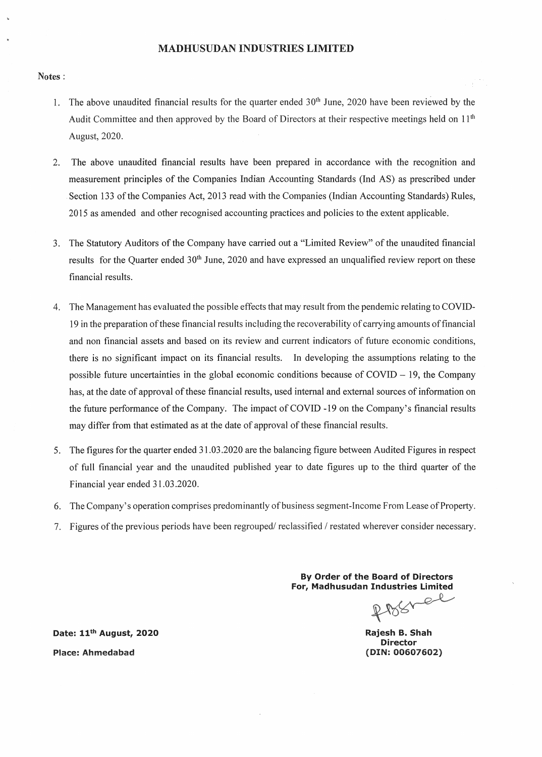# MADHUSUDAN INDUSTRIES LIMITED

**Notes** :

1. The above unaudited financial results for the quarter ended 30th June, 2020 have been reviewed by the Audit Committee and then approved by the Board of Directors at their respective meetings held on 11th August, 2020.

2. The above unaudited financial results have been prepared in accordance with the recognition and measurement principles of the Companies Indian Accounting Standards (Ind AS) as prescribed under Section 133 of the Companies Act, 2013 read with the Companies (Indian Accounting Standards) Rules, 2015 as amended and other recognised accounting practices and policies to the extent applicable.

3. The Statutory Auditors of the Company have carried out a "Limited Review" of the unaudited financial results for the Quarter ended 30th June, 2020 and have expressed an unqualified review report on these financial results.

4. The Management has evaluated the possible effects that may result from the pendemic relating to COVID-19 in the preparation of these financial results including the recoverability of carrying amounts of financial and non financial assets and based on its review and current indicators of future economic conditions, there is no significant impact on its financial results. In developing the assumptions relating to the possible future uncertainties in the global economic conditions because of COVID – 19, the Company has, at the date of approval of these financial results, used internal and external sources of information on the future performance of the Company. The impact of COVID -19 on the Company's financial results may differ from that estimated as at the date of approval of these financial results.

5. The figures for the quarter ended 31.03.2020 are the balancing figure between Audited Figures in respect of full financial year and the unaudited published year to date figures up to the third quarter of the Financial year ended 31.03.2020.

6. The Company's operation comprises predominantly of business segment-Income From Lease of Property.

7. Figures of the previous periods have been regrouped/ reclassified / restated wherever consider necessary.

**By Order of the Board of Directors**
**For, Madhusudan Industries Limited**

**Rajesh B. Shah**
**Director**
**(DIN: 00607602)**

**Date: 11th August, 2020**

**Place: Ahmedabad**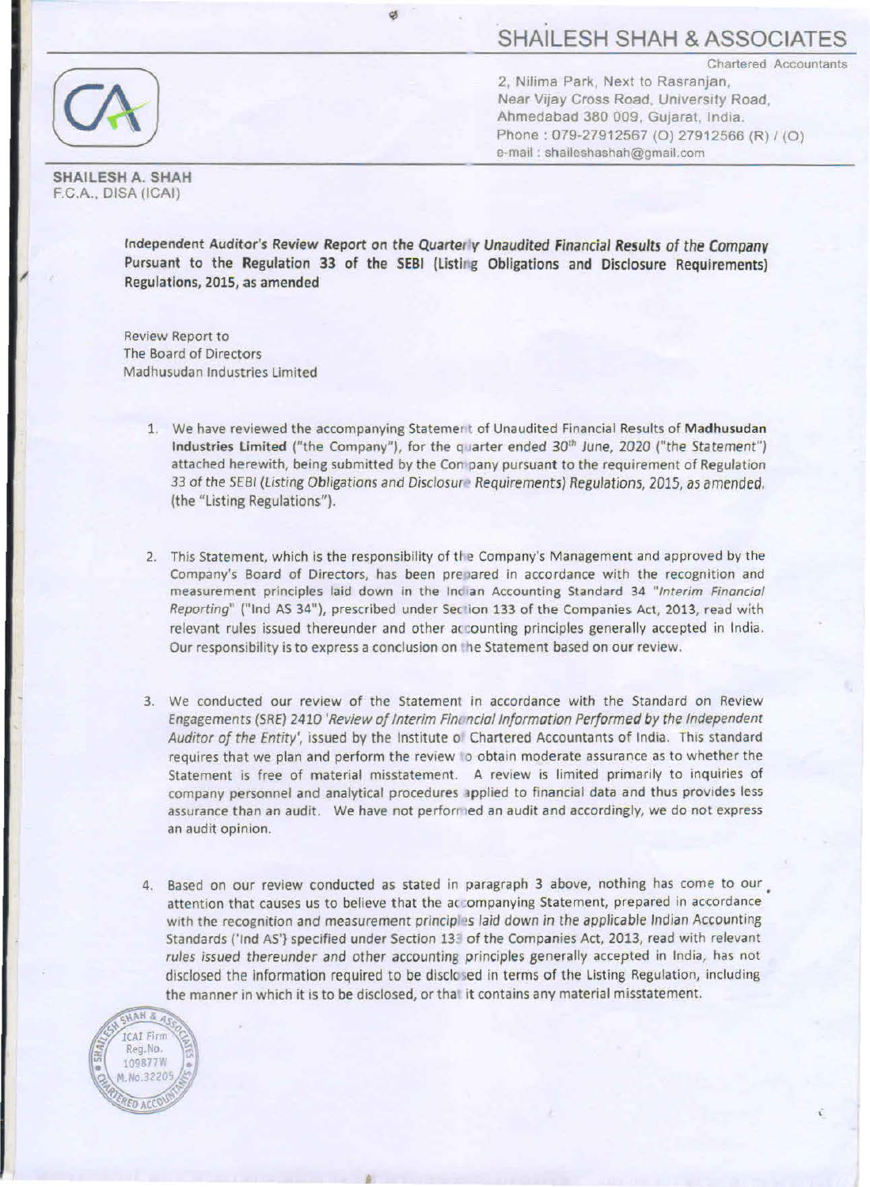# SHAILESH SHAH & ASSOCIATES

Chartered Accountants

2, Nilima Park, Next to Rasranjan,
Near Vijay Cross Road, University Road,
Ahmedabad 380 009, Gujarat, India.
Phone : 079-27912567 (O) 27912566 (R) / (O)
e-mail : shaileshashah@gmail.com

**SHAILESH A. SHAH**
F.C.A., DISA (ICAI)

**Independent Auditor's Review Report on the Quarterly Unaudited Financial Results of the Company Pursuant to the Regulation 33 of the SEBI (Listing Obligations and Disclosure Requirements) Regulations, 2015, as amended**

Review Report to
The Board of Directors
Madhusudan Industries Limited

1. We have reviewed the accompanying Statement of Unaudited Financial Results of **Madhusudan Industries Limited** ("the Company"), for the quarter ended 30th June, 2020 ("the Statement") attached herewith, being submitted by the Company pursuant to the requirement of Regulation 33 of the SEBI (*Listing Obligations and Disclosure Requirements*) *Regulations, 2015, as amended*, (the "Listing Regulations").

2. This Statement, which is the responsibility of the Company's Management and approved by the Company's Board of Directors, has been prepared in accordance with the recognition and measurement principles laid down in the Indian Accounting Standard 34 "*Interim Financial Reporting*" ("Ind AS 34"), prescribed under Section 133 of the Companies Act, 2013, read with relevant rules issued thereunder and other accounting principles generally accepted in India. Our responsibility is to express a conclusion on the Statement based on our review.

3. We conducted our review of the Statement in accordance with the Standard on Review Engagements (SRE) 2410 '*Review of Interim Financial Information Performed by the Independent Auditor of the Entity*', issued by the Institute of Chartered Accountants of India. This standard requires that we plan and perform the review to obtain moderate assurance as to whether the Statement is free of material misstatement. A review is limited primarily to inquiries of company personnel and analytical procedures applied to financial data and thus provides less assurance than an audit. We have not performed an audit and accordingly, we do not express an audit opinion.

4. Based on our review conducted as stated in paragraph 3 above, nothing has come to our attention that causes us to believe that the accompanying Statement, prepared in accordance with the recognition and measurement principles laid down in the applicable Indian Accounting Standards ('Ind AS') specified under Section 133 of the Companies Act, 2013, read with relevant rules issued thereunder and other accounting principles generally accepted in India, has not disclosed the information required to be disclosed in terms of the Listing Regulation, including the manner in which it is to be disclosed, or that it contains any material misstatement.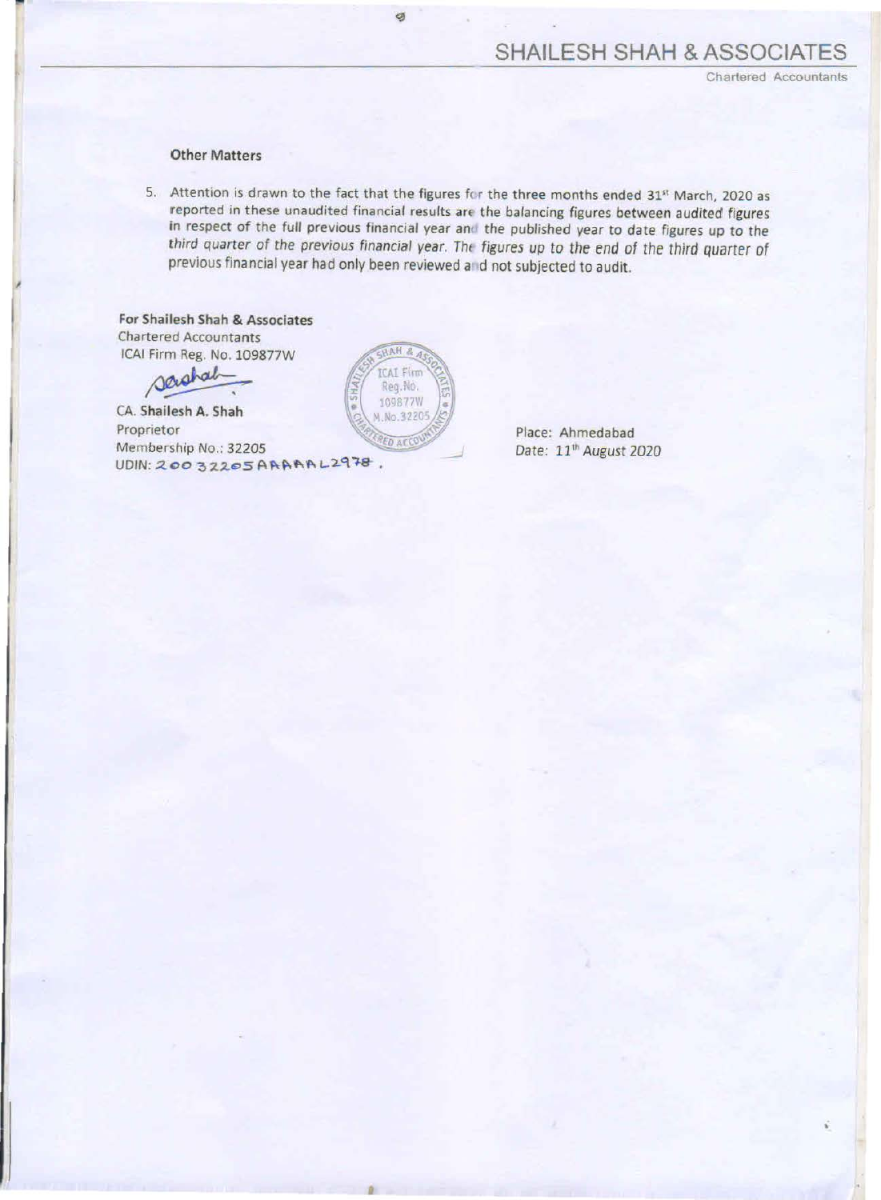**Other Matters**

5. Attention is drawn to the fact that the figures for the three months ended 31st March, 2020 as reported in these unaudited financial results are the balancing figures between audited figures in respect of the full previous financial year and the published year to date figures up to the third quarter of the previous financial year. The figures up to the end of the third quarter of previous financial year had only been reviewed and not subjected to audit.

**For Shailesh Shah & Associates**
Chartered Accountants
ICAI Firm Reg. No. 109877W

CA. **Shailesh A. Shah**
Proprietor
Membership No.: 32205
UDIN: 20032205AAAAAL2978.

Place: Ahmedabad
Date: 11th August 2020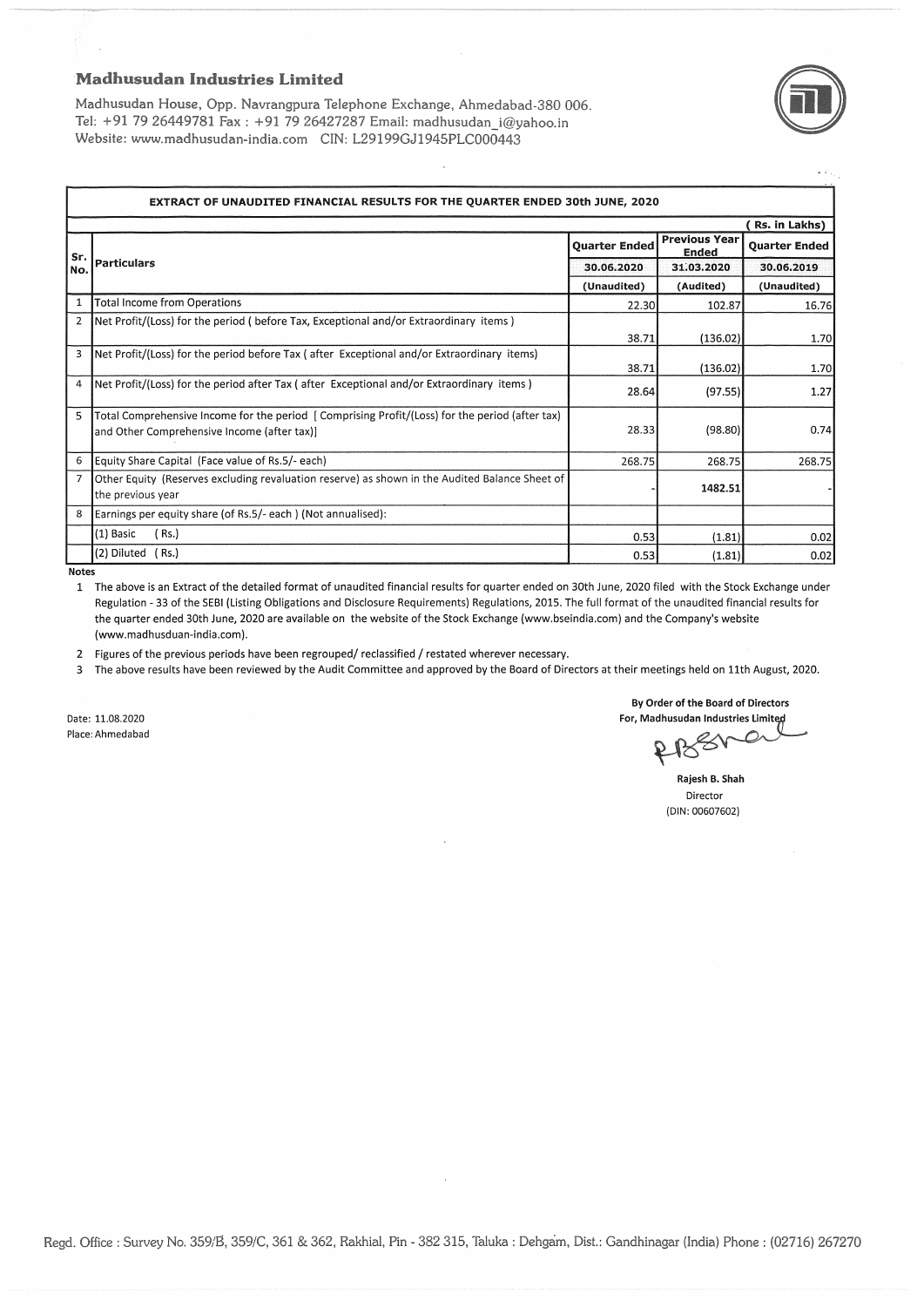# Madhusudan Industries Limited

Madhusudan House, Opp. Navrangpura Telephone Exchange, Ahmedabad-380 006.
Tel: +91 79 26449781 Fax : +91 79 26427287 Email: madhusudan_i@yahoo.in
Website: www.madhusudan-india.com CIN: L29199GJ1945PLC000443

**EXTRACT OF UNAUDITED FINANCIAL RESULTS FOR THE QUARTER ENDED 30th JUNE, 2020**

( Rs. in Lakhs)

| Sr. No. | Particulars | Quarter Ended 30.06.2020 (Unaudited) | Previous Year Ended 31.03.2020 (Audited) | Quarter Ended 30.06.2019 (Unaudited) |
|---|---|---|---|---|
| 1 | Total Income from Operations | 22.30 | 102.87 | 16.76 |
| 2 | Net Profit/(Loss) for the period ( before Tax, Exceptional and/or Extraordinary items ) | 38.71 | (136.02) | 1.70 |
| 3 | Net Profit/(Loss) for the period before Tax ( after Exceptional and/or Extraordinary items) | 38.71 | (136.02) | 1.70 |
| 4 | Net Profit/(Loss) for the period after Tax ( after Exceptional and/or Extraordinary items ) | 28.64 | (97.55) | 1.27 |
| 5 | Total Comprehensive Income for the period [ Comprising Profit/(Loss) for the period (after tax) and Other Comprehensive Income (after tax)] | 28.33 | (98.80) | 0.74 |
| 6 | Equity Share Capital (Face value of Rs.5/- each) | 268.75 | 268.75 | 268.75 |
| 7 | Other Equity (Reserves excluding revaluation reserve) as shown in the Audited Balance Sheet of the previous year | - | 1482.51 | - |
| 8 | Earnings per equity share (of Rs.5/- each ) (Not annualised): | | | |
| | (1) Basic ( Rs.) | 0.53 | (1.81) | 0.02 |
| | (2) Diluted ( Rs.) | 0.53 | (1.81) | 0.02 |

**Notes**

1. The above is an Extract of the detailed format of unaudited financial results for quarter ended on 30th June, 2020 filed with the Stock Exchange under Regulation - 33 of the SEBI (Listing Obligations and Disclosure Requirements) Regulations, 2015. The full format of the unaudited financial results for the quarter ended 30th June, 2020 are available on the website of the Stock Exchange (www.bseindia.com) and the Company's website (www.madhusduan-india.com).
2. Figures of the previous periods have been regrouped/ reclassified / restated wherever necessary.
3. The above results have been reviewed by the Audit Committee and approved by the Board of Directors at their meetings held on 11th August, 2020.

Date: 11.08.2020
Place: Ahmedabad

**By Order of the Board of Directors**
**For, Madhusudan Industries Limited**

**Rajesh B. Shah**
Director
(DIN: 00607602)

Regd. Office : Survey No. 359/B, 359/C, 361 & 362, Rakhial, Pin - 382 315, Taluka : Dehgam, Dist.: Gandhinagar (India) Phone : (02716) 267270